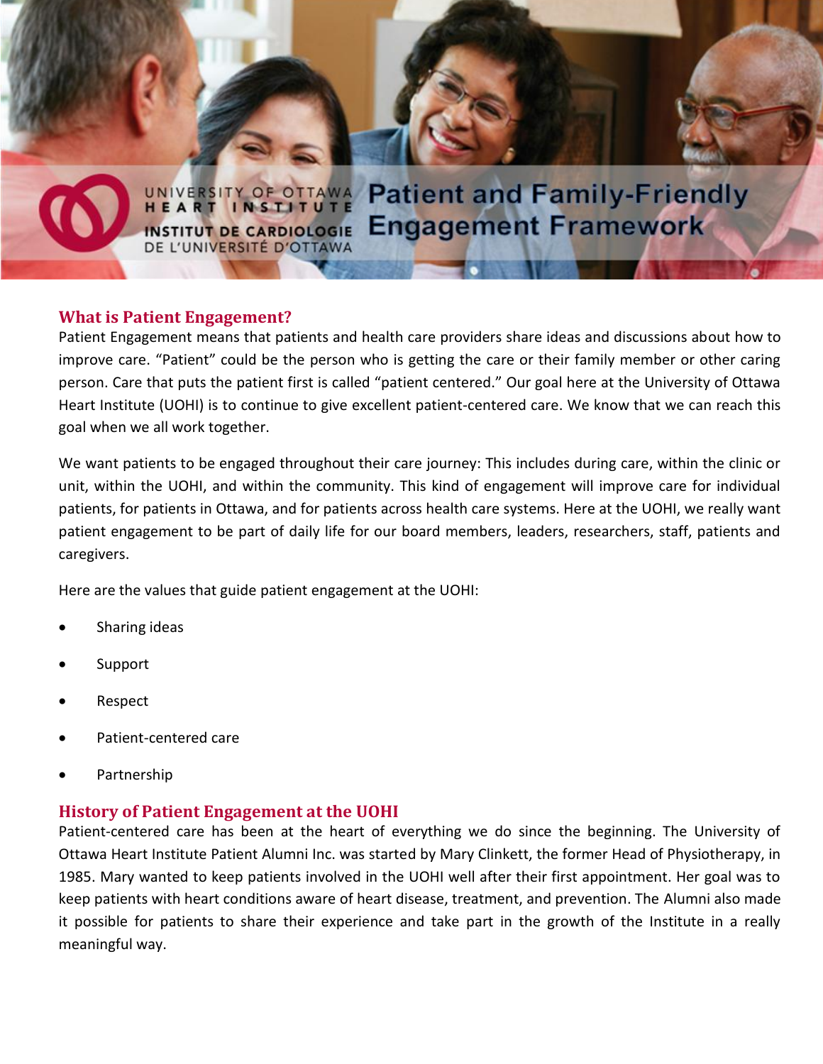UNIVERSITY OF OTTAWA HEART INSTITUTE
INSTITUT DE CARDIOLOGIE DE L'UNIVERSITÉ D'OTTAWA

# Patient and Family-Friendly Engagement Framework

## What is Patient Engagement?

Patient Engagement means that patients and health care providers share ideas and discussions about how to improve care. "Patient" could be the person who is getting the care or their family member or other caring person. Care that puts the patient first is called "patient centered." Our goal here at the University of Ottawa Heart Institute (UOHI) is to continue to give excellent patient-centered care. We know that we can reach this goal when we all work together.

We want patients to be engaged throughout their care journey: This includes during care, within the clinic or unit, within the UOHI, and within the community. This kind of engagement will improve care for individual patients, for patients in Ottawa, and for patients across health care systems. Here at the UOHI, we really want patient engagement to be part of daily life for our board members, leaders, researchers, staff, patients and caregivers.

Here are the values that guide patient engagement at the UOHI:

- Sharing ideas
- Support
- Respect
- Patient-centered care
- Partnership

## History of Patient Engagement at the UOHI

Patient-centered care has been at the heart of everything we do since the beginning. The University of Ottawa Heart Institute Patient Alumni Inc. was started by Mary Clinkett, the former Head of Physiotherapy, in 1985. Mary wanted to keep patients involved in the UOHI well after their first appointment. Her goal was to keep patients with heart conditions aware of heart disease, treatment, and prevention. The Alumni also made it possible for patients to share their experience and take part in the growth of the Institute in a really meaningful way.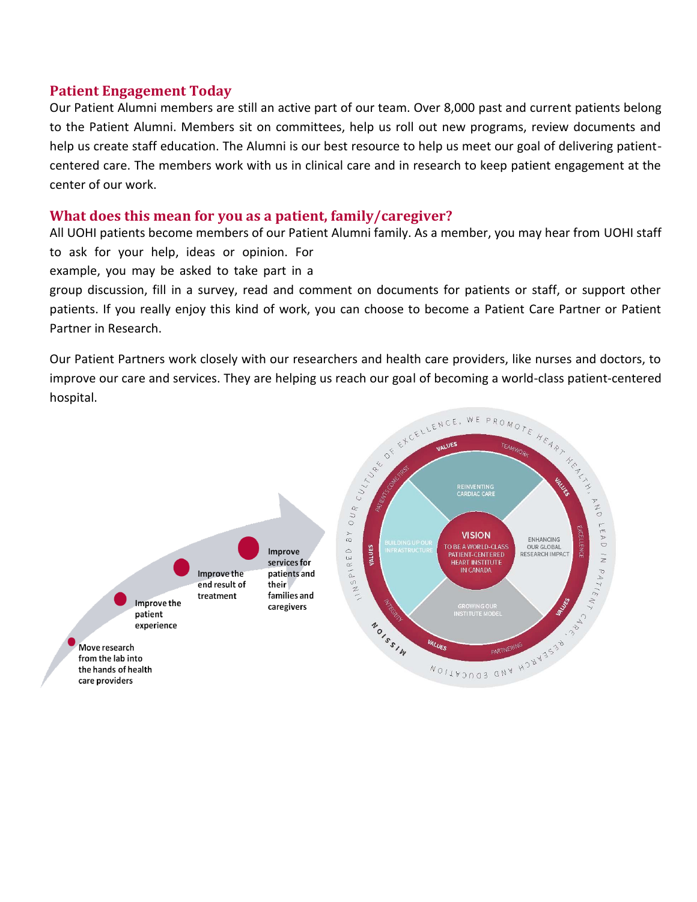## Patient Engagement Today

Our Patient Alumni members are still an active part of our team. Over 8,000 past and current patients belong to the Patient Alumni. Members sit on committees, help us roll out new programs, review documents and help us create staff education. The Alumni is our best resource to help us meet our goal of delivering patient-centered care. The members work with us in clinical care and in research to keep patient engagement at the center of our work.

## What does this mean for you as a patient, family/caregiver?

All UOHI patients become members of our Patient Alumni family. As a member, you may hear from UOHI staff to ask for your help, ideas or opinion. For example, you may be asked to take part in a group discussion, fill in a survey, read and comment on documents for patients or staff, or support other patients. If you really enjoy this kind of work, you can choose to become a Patient Care Partner or Patient Partner in Research.

Our Patient Partners work closely with our researchers and health care providers, like nurses and doctors, to improve our care and services. They are helping us reach our goal of becoming a world-class patient-centered hospital.

- Move research from the lab into the hands of health care providers
- Improve the patient experience
- Improve the end result of treatment
- Improve services for patients and their families and caregivers

**VISION**
TO BE A WORLD-CLASS PATIENT-CENTERED HEART INSTITUTE IN CANADA

REINVENTING CARDIAC CARE

ENHANCING OUR GLOBAL RESEARCH IMPACT

GROWING OUR INSTITUTE MODEL

BUILDING UP OUR INFRASTRUCTURE

VALUES: PATIENTS COME FIRST, TEAMWORK, EXCELLENCE, PARTNERING, INTEGRITY

MISSION: INSPIRED BY OUR CULTURE OF EXCELLENCE, WE PROMOTE HEART HEALTH, AND LEAD IN PATIENT CARE, RESEARCH AND EDUCATION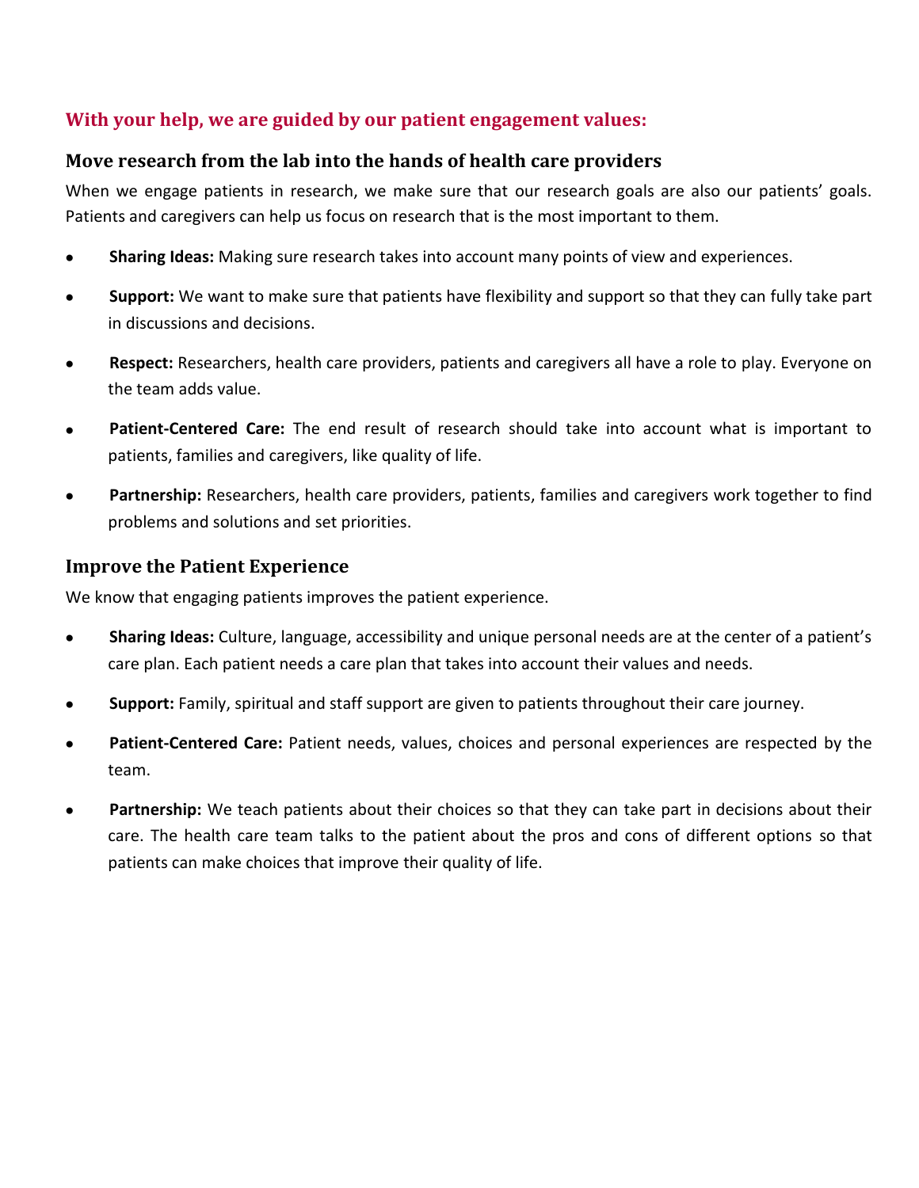## With your help, we are guided by our patient engagement values:

### Move research from the lab into the hands of health care providers

When we engage patients in research, we make sure that our research goals are also our patients' goals. Patients and caregivers can help us focus on research that is the most important to them.

- **Sharing Ideas:** Making sure research takes into account many points of view and experiences.
- **Support:** We want to make sure that patients have flexibility and support so that they can fully take part in discussions and decisions.
- **Respect:** Researchers, health care providers, patients and caregivers all have a role to play. Everyone on the team adds value.
- **Patient-Centered Care:** The end result of research should take into account what is important to patients, families and caregivers, like quality of life.
- **Partnership:** Researchers, health care providers, patients, families and caregivers work together to find problems and solutions and set priorities.

### Improve the Patient Experience

We know that engaging patients improves the patient experience.

- **Sharing Ideas:** Culture, language, accessibility and unique personal needs are at the center of a patient's care plan. Each patient needs a care plan that takes into account their values and needs.
- **Support:** Family, spiritual and staff support are given to patients throughout their care journey.
- **Patient-Centered Care:** Patient needs, values, choices and personal experiences are respected by the team.
- **Partnership:** We teach patients about their choices so that they can take part in decisions about their care. The health care team talks to the patient about the pros and cons of different options so that patients can make choices that improve their quality of life.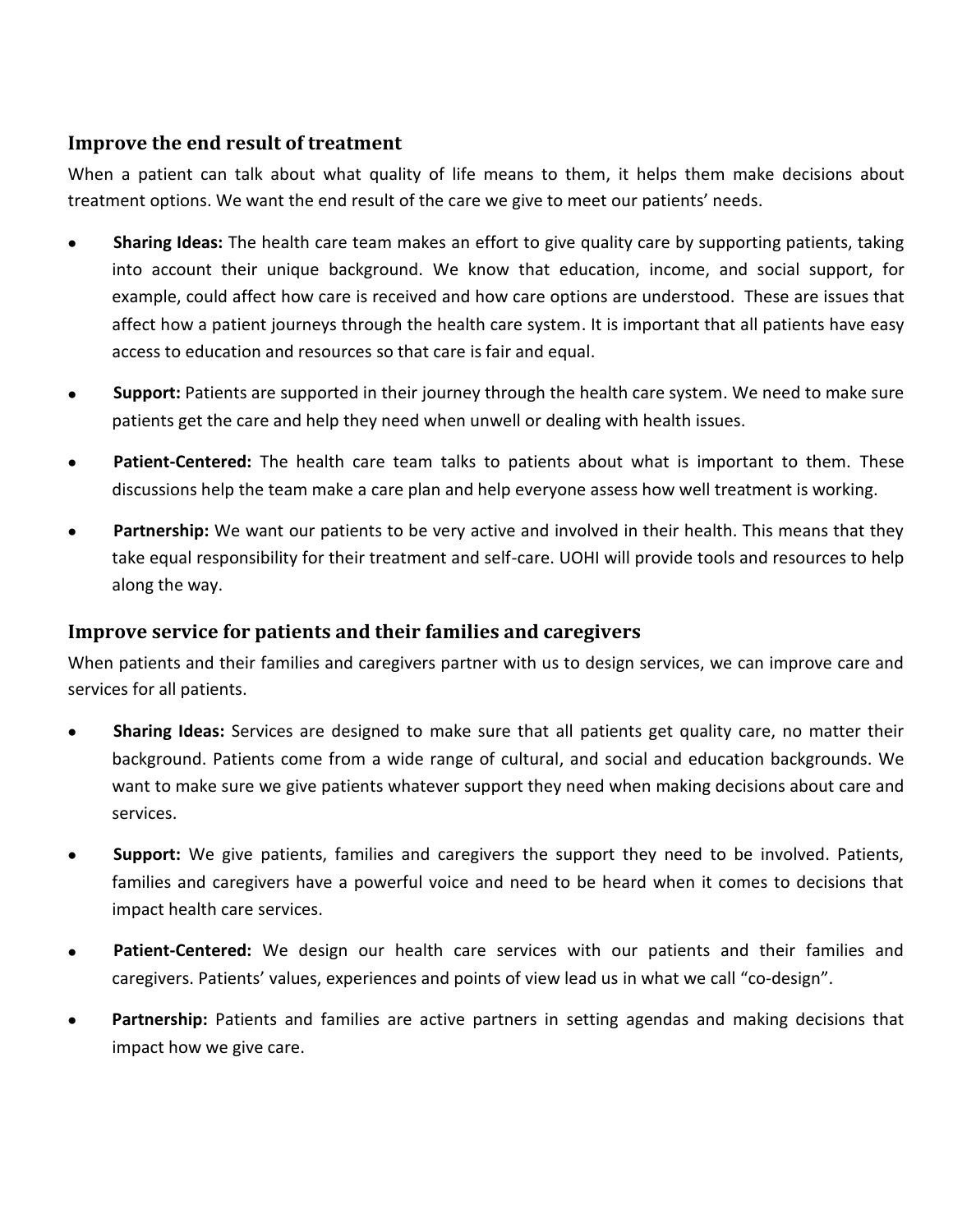## Improve the end result of treatment

When a patient can talk about what quality of life means to them, it helps them make decisions about treatment options. We want the end result of the care we give to meet our patients' needs.

- **Sharing Ideas:** The health care team makes an effort to give quality care by supporting patients, taking into account their unique background. We know that education, income, and social support, for example, could affect how care is received and how care options are understood. These are issues that affect how a patient journeys through the health care system. It is important that all patients have easy access to education and resources so that care is fair and equal.
- **Support:** Patients are supported in their journey through the health care system. We need to make sure patients get the care and help they need when unwell or dealing with health issues.
- **Patient-Centered:** The health care team talks to patients about what is important to them. These discussions help the team make a care plan and help everyone assess how well treatment is working.
- **Partnership:** We want our patients to be very active and involved in their health. This means that they take equal responsibility for their treatment and self-care. UOHI will provide tools and resources to help along the way.

## Improve service for patients and their families and caregivers

When patients and their families and caregivers partner with us to design services, we can improve care and services for all patients.

- **Sharing Ideas:** Services are designed to make sure that all patients get quality care, no matter their background. Patients come from a wide range of cultural, and social and education backgrounds. We want to make sure we give patients whatever support they need when making decisions about care and services.
- **Support:** We give patients, families and caregivers the support they need to be involved. Patients, families and caregivers have a powerful voice and need to be heard when it comes to decisions that impact health care services.
- **Patient-Centered:** We design our health care services with our patients and their families and caregivers. Patients' values, experiences and points of view lead us in what we call "co-design".
- **Partnership:** Patients and families are active partners in setting agendas and making decisions that impact how we give care.